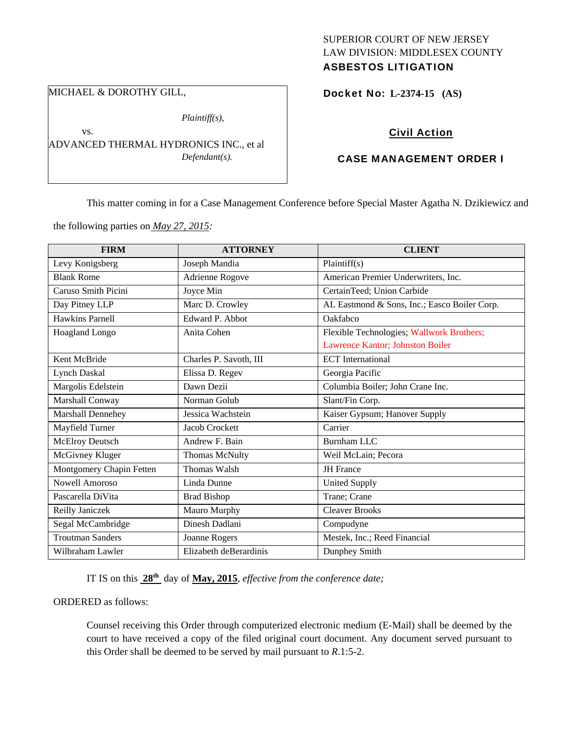SUPERIOR COURT OF NEW JERSEY
LAW DIVISION: MIDDLESEX COUNTY
**ASBESTOS LITIGATION**

MICHAEL & DOROTHY GILL,

*Plaintiff(s),*

vs.

ADVANCED THERMAL HYDRONICS INC., et al

*Defendant(s).*

**Docket No: L-2374-15 (AS)**

**Civil Action**

**CASE MANAGEMENT ORDER I**

This matter coming in for a Case Management Conference before Special Master Agatha N. Dzikiewicz and the following parties on *May 27, 2015*:

| FIRM | ATTORNEY | CLIENT |
|---|---|---|
| Levy Konigsberg | Joseph Mandia | Plaintiff(s) |
| Blank Rome | Adrienne Rogove | American Premier Underwriters, Inc. |
| Caruso Smith Picini | Joyce Min | CertainTeed; Union Carbide |
| Day Pitney LLP | Marc D. Crowley | AL Eastmond & Sons, Inc.; Easco Boiler Corp. |
| Hawkins Parnell | Edward P. Abbot | Oakfabco |
| Hoagland Longo | Anita Cohen | Flexible Technologies; Wallwork Brothers; Lawrence Kantor; Johnston Boiler |
| Kent McBride | Charles P. Savoth, III | ECT International |
| Lynch Daskal | Elissa D. Regev | Georgia Pacific |
| Margolis Edelstein | Dawn Dezii | Columbia Boiler; John Crane Inc. |
| Marshall Conway | Norman Golub | Slant/Fin Corp. |
| Marshall Dennehey | Jessica Wachstein | Kaiser Gypsum; Hanover Supply |
| Mayfield Turner | Jacob Crockett | Carrier |
| McElroy Deutsch | Andrew F. Bain | Burnham LLC |
| McGivney Kluger | Thomas McNulty | Weil McLain; Pecora |
| Montgomery Chapin Fetten | Thomas Walsh | JH France |
| Nowell Amoroso | Linda Dunne | United Supply |
| Pascarella DiVita | Brad Bishop | Trane; Crane |
| Reilly Janiczek | Mauro Murphy | Cleaver Brooks |
| Segal McCambridge | Dinesh Dadlani | Compudyne |
| Troutman Sanders | Joanne Rogers | Mestek, Inc.; Reed Financial |
| Wilbraham Lawler | Elizabeth deBerardinis | Dunphey Smith |

IT IS on this **28th** day of **May, 2015**, *effective from the conference date;*

ORDERED as follows:

Counsel receiving this Order through computerized electronic medium (E-Mail) shall be deemed by the court to have received a copy of the filed original court document. Any document served pursuant to this Order shall be deemed to be served by mail pursuant to *R*.1:5-2.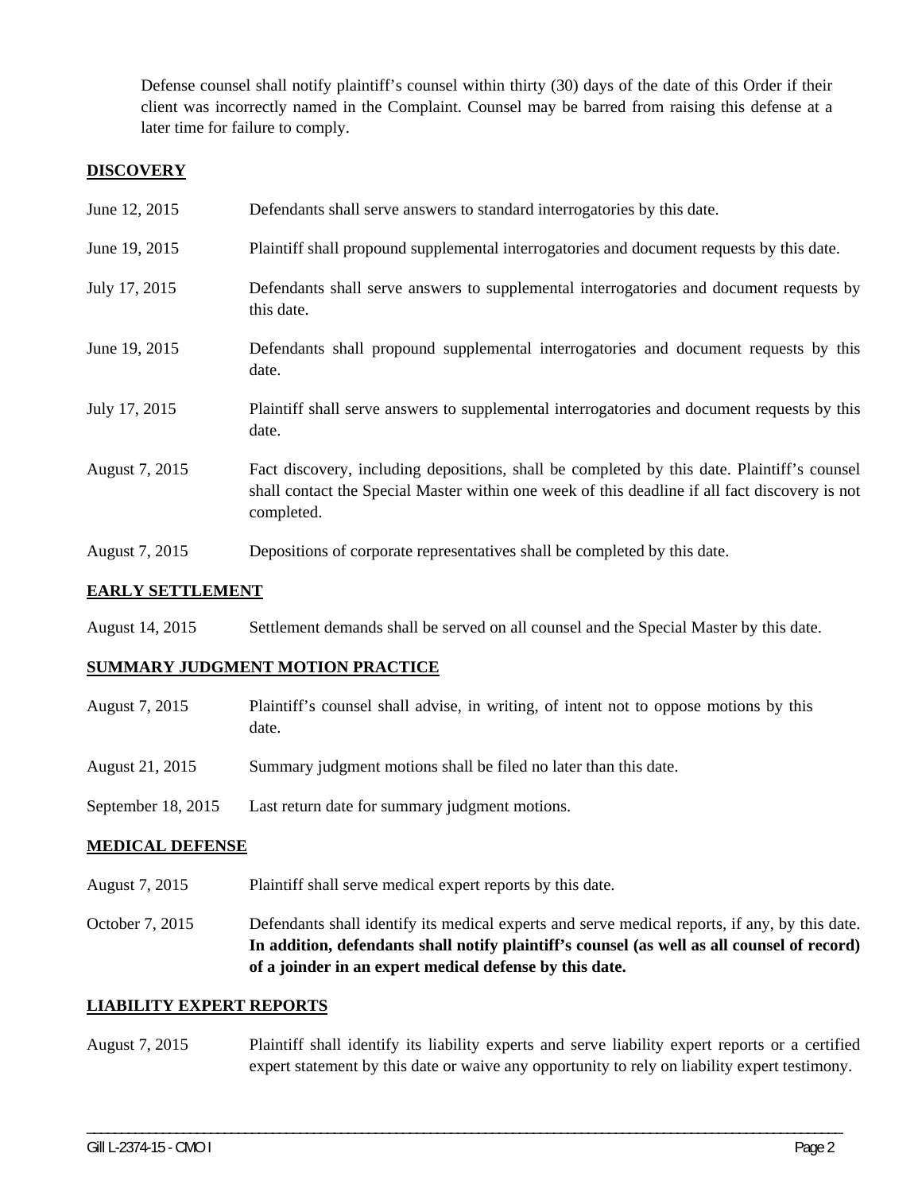Defense counsel shall notify plaintiff's counsel within thirty (30) days of the date of this Order if their client was incorrectly named in the Complaint. Counsel may be barred from raising this defense at a later time for failure to comply.

## DISCOVERY

| | |
|---|---|
| June 12, 2015 | Defendants shall serve answers to standard interrogatories by this date. |
| June 19, 2015 | Plaintiff shall propound supplemental interrogatories and document requests by this date. |
| July 17, 2015 | Defendants shall serve answers to supplemental interrogatories and document requests by this date. |
| June 19, 2015 | Defendants shall propound supplemental interrogatories and document requests by this date. |
| July 17, 2015 | Plaintiff shall serve answers to supplemental interrogatories and document requests by this date. |
| August 7, 2015 | Fact discovery, including depositions, shall be completed by this date. Plaintiff's counsel shall contact the Special Master within one week of this deadline if all fact discovery is not completed. |
| August 7, 2015 | Depositions of corporate representatives shall be completed by this date. |

## EARLY SETTLEMENT

| | |
|---|---|
| August 14, 2015 | Settlement demands shall be served on all counsel and the Special Master by this date. |

## SUMMARY JUDGMENT MOTION PRACTICE

| | |
|---|---|
| August 7, 2015 | Plaintiff's counsel shall advise, in writing, of intent not to oppose motions by this date. |
| August 21, 2015 | Summary judgment motions shall be filed no later than this date. |
| September 18, 2015 | Last return date for summary judgment motions. |

## MEDICAL DEFENSE

| | |
|---|---|
| August 7, 2015 | Plaintiff shall serve medical expert reports by this date. |
| October 7, 2015 | Defendants shall identify its medical experts and serve medical reports, if any, by this date. **In addition, defendants shall notify plaintiff's counsel (as well as all counsel of record) of a joinder in an expert medical defense by this date.** |

## LIABILITY EXPERT REPORTS

| | |
|---|---|
| August 7, 2015 | Plaintiff shall identify its liability experts and serve liability expert reports or a certified expert statement by this date or waive any opportunity to rely on liability expert testimony. |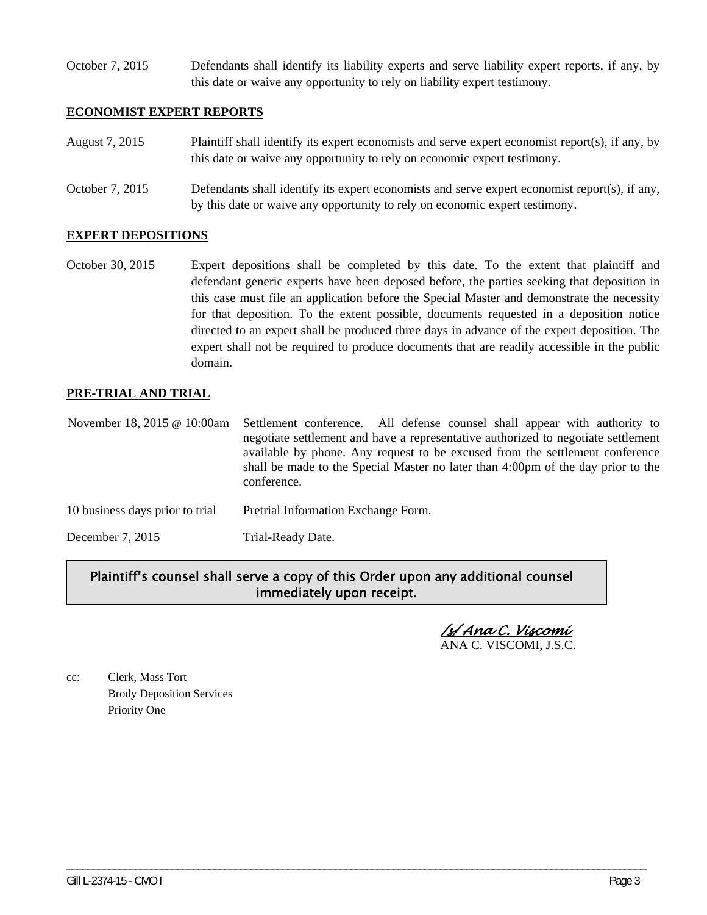October 7, 2015 Defendants shall identify its liability experts and serve liability expert reports, if any, by this date or waive any opportunity to rely on liability expert testimony.

**ECONOMIST EXPERT REPORTS**

August 7, 2015 Plaintiff shall identify its expert economists and serve expert economist report(s), if any, by this date or waive any opportunity to rely on economic expert testimony.

October 7, 2015 Defendants shall identify its expert economists and serve expert economist report(s), if any, by this date or waive any opportunity to rely on economic expert testimony.

**EXPERT DEPOSITIONS**

October 30, 2015 Expert depositions shall be completed by this date. To the extent that plaintiff and defendant generic experts have been deposed before, the parties seeking that deposition in this case must file an application before the Special Master and demonstrate the necessity for that deposition. To the extent possible, documents requested in a deposition notice directed to an expert shall be produced three days in advance of the expert deposition. The expert shall not be required to produce documents that are readily accessible in the public domain.

**PRE-TRIAL AND TRIAL**

November 18, 2015 @ 10:00am Settlement conference. All defense counsel shall appear with authority to negotiate settlement and have a representative authorized to negotiate settlement available by phone. Any request to be excused from the settlement conference shall be made to the Special Master no later than 4:00pm of the day prior to the conference.

10 business days prior to trial Pretrial Information Exchange Form.

December 7, 2015 Trial-Ready Date.

**Plaintiff's counsel shall serve a copy of this Order upon any additional counsel immediately upon receipt.**

/s/ Ana C. Viscomi
ANA C. VISCOMI, J.S.C.

cc: Clerk, Mass Tort
Brody Deposition Services
Priority One